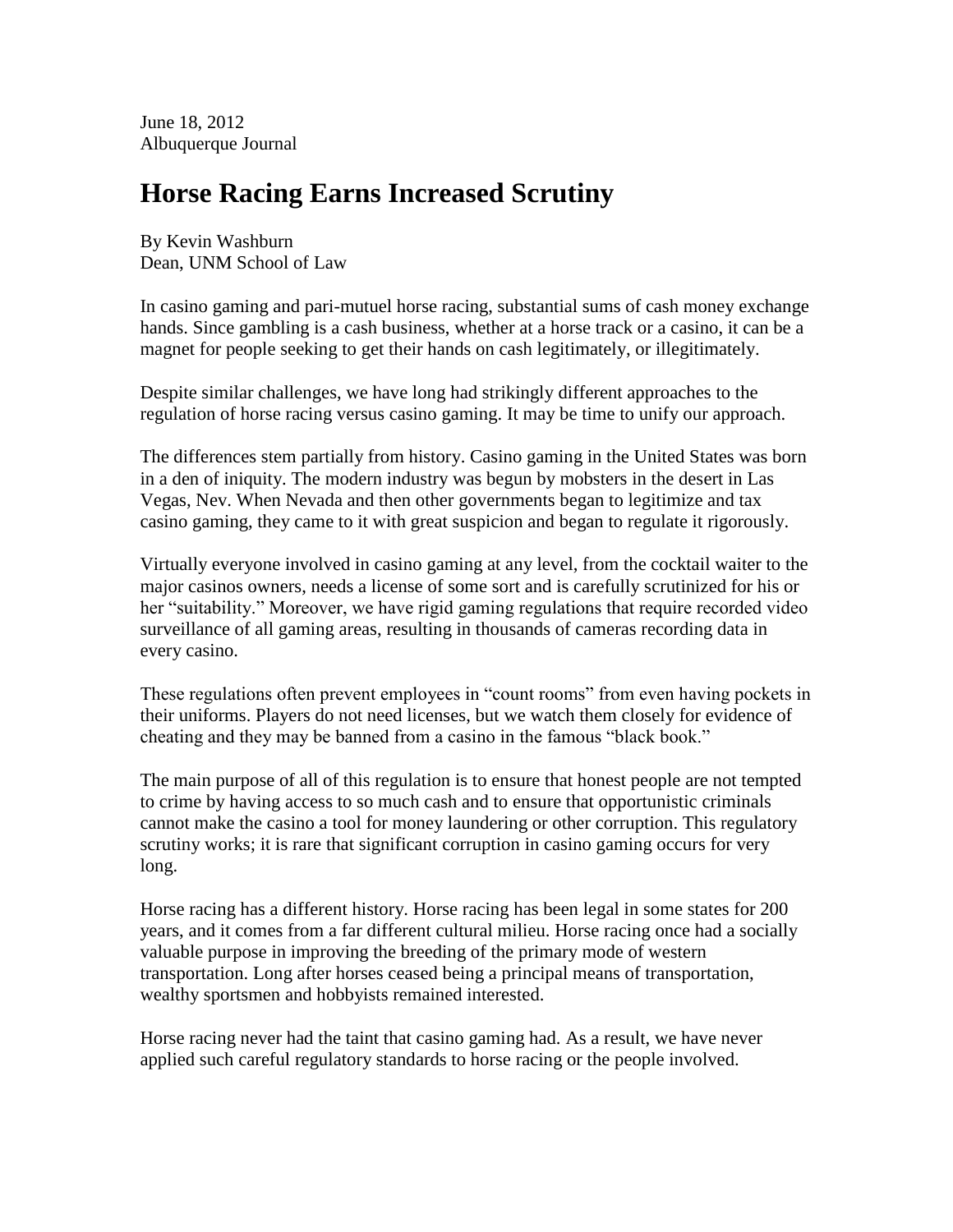June 18, 2012
Albuquerque Journal

# Horse Racing Earns Increased Scrutiny

By Kevin Washburn
Dean, UNM School of Law

In casino gaming and pari-mutuel horse racing, substantial sums of cash money exchange hands. Since gambling is a cash business, whether at a horse track or a casino, it can be a magnet for people seeking to get their hands on cash legitimately, or illegitimately.

Despite similar challenges, we have long had strikingly different approaches to the regulation of horse racing versus casino gaming. It may be time to unify our approach.

The differences stem partially from history. Casino gaming in the United States was born in a den of iniquity. The modern industry was begun by mobsters in the desert in Las Vegas, Nev. When Nevada and then other governments began to legitimize and tax casino gaming, they came to it with great suspicion and began to regulate it rigorously.

Virtually everyone involved in casino gaming at any level, from the cocktail waiter to the major casinos owners, needs a license of some sort and is carefully scrutinized for his or her "suitability." Moreover, we have rigid gaming regulations that require recorded video surveillance of all gaming areas, resulting in thousands of cameras recording data in every casino.

These regulations often prevent employees in "count rooms" from even having pockets in their uniforms. Players do not need licenses, but we watch them closely for evidence of cheating and they may be banned from a casino in the famous "black book."

The main purpose of all of this regulation is to ensure that honest people are not tempted to crime by having access to so much cash and to ensure that opportunistic criminals cannot make the casino a tool for money laundering or other corruption. This regulatory scrutiny works; it is rare that significant corruption in casino gaming occurs for very long.

Horse racing has a different history. Horse racing has been legal in some states for 200 years, and it comes from a far different cultural milieu. Horse racing once had a socially valuable purpose in improving the breeding of the primary mode of western transportation. Long after horses ceased being a principal means of transportation, wealthy sportsmen and hobbyists remained interested.

Horse racing never had the taint that casino gaming had. As a result, we have never applied such careful regulatory standards to horse racing or the people involved.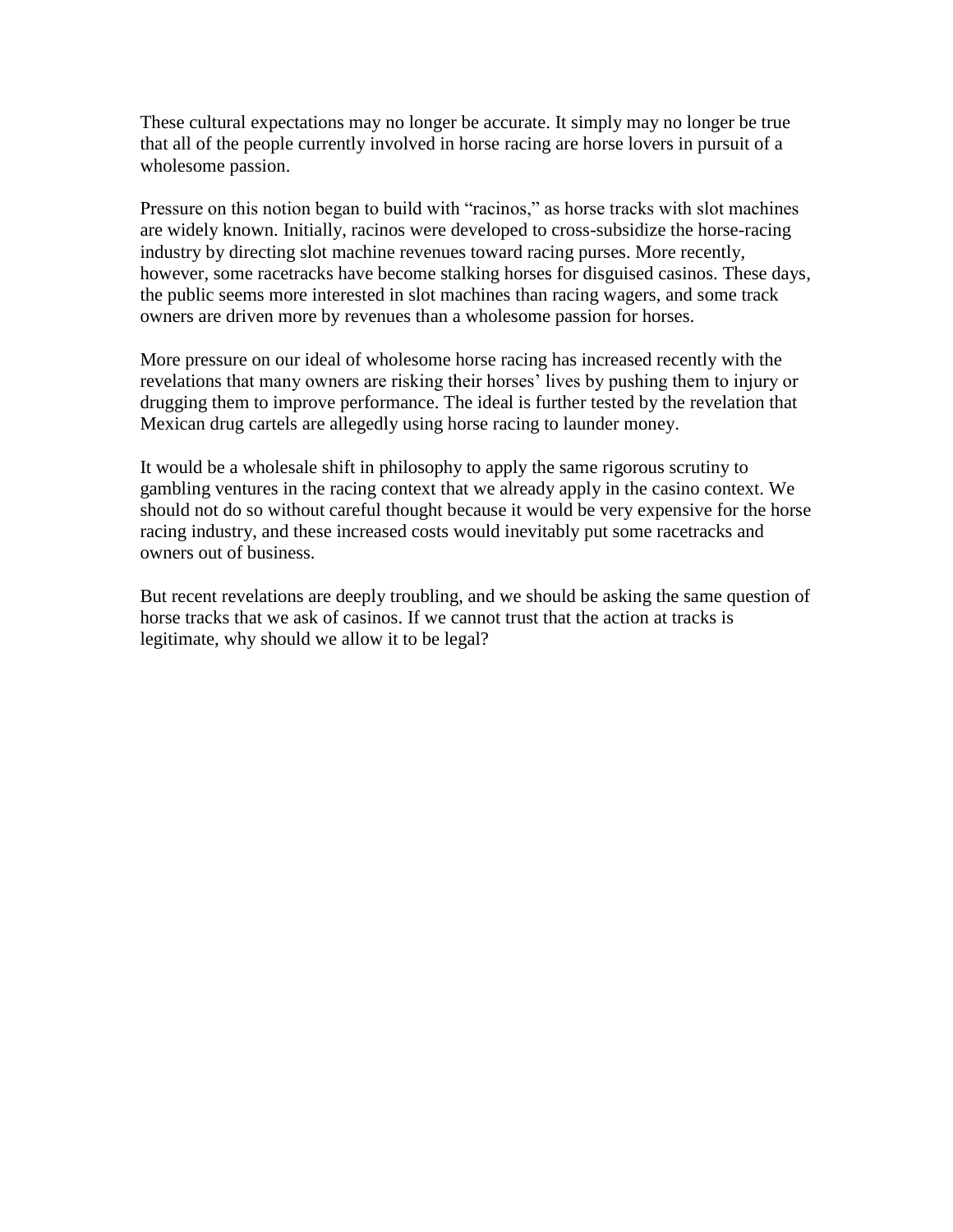These cultural expectations may no longer be accurate. It simply may no longer be true that all of the people currently involved in horse racing are horse lovers in pursuit of a wholesome passion.

Pressure on this notion began to build with "racinos," as horse tracks with slot machines are widely known. Initially, racinos were developed to cross-subsidize the horse-racing industry by directing slot machine revenues toward racing purses. More recently, however, some racetracks have become stalking horses for disguised casinos. These days, the public seems more interested in slot machines than racing wagers, and some track owners are driven more by revenues than a wholesome passion for horses.

More pressure on our ideal of wholesome horse racing has increased recently with the revelations that many owners are risking their horses' lives by pushing them to injury or drugging them to improve performance. The ideal is further tested by the revelation that Mexican drug cartels are allegedly using horse racing to launder money.

It would be a wholesale shift in philosophy to apply the same rigorous scrutiny to gambling ventures in the racing context that we already apply in the casino context. We should not do so without careful thought because it would be very expensive for the horse racing industry, and these increased costs would inevitably put some racetracks and owners out of business.

But recent revelations are deeply troubling, and we should be asking the same question of horse tracks that we ask of casinos. If we cannot trust that the action at tracks is legitimate, why should we allow it to be legal?